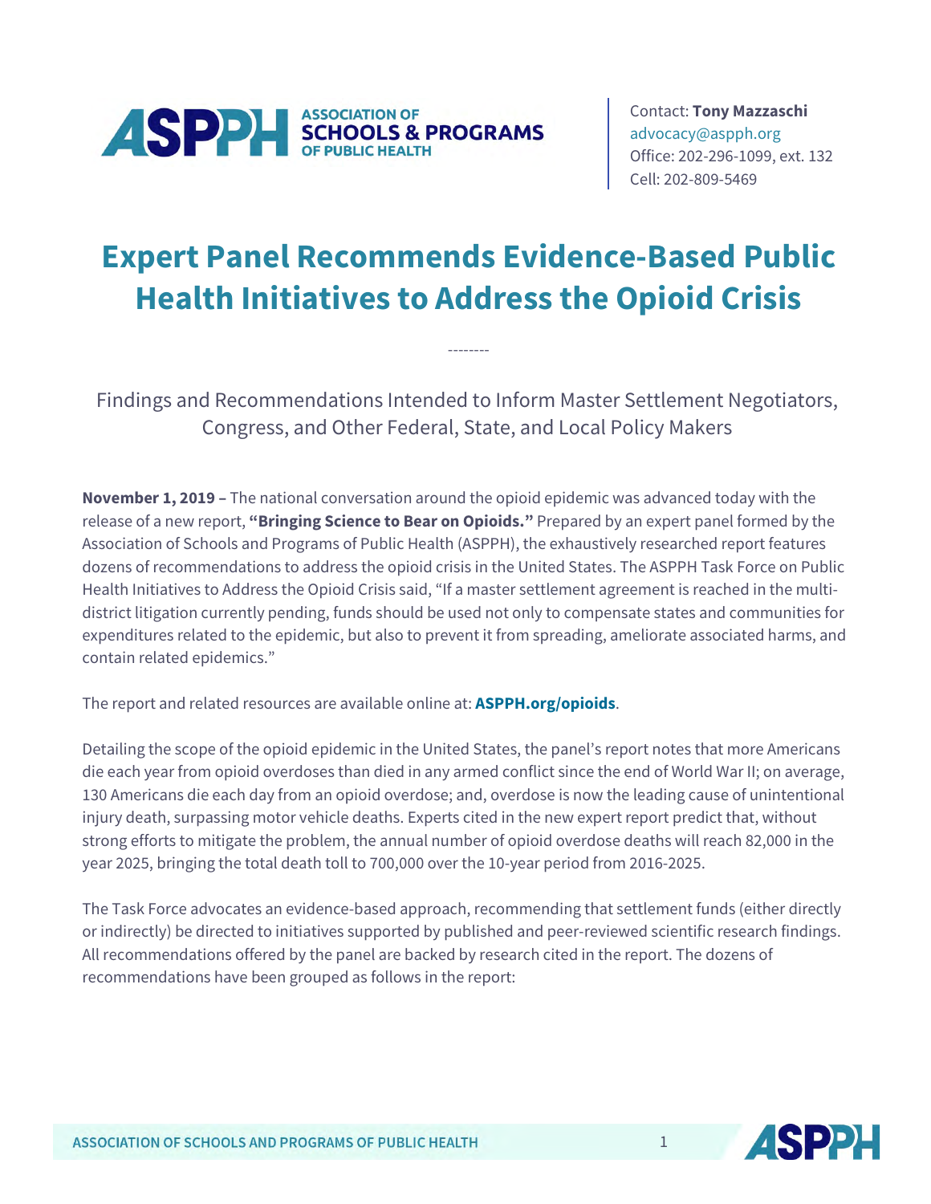ASSOCIATION OF SCHOOLS & PROGRAMS OF PUBLIC HEALTH

Contact: **Tony Mazzaschi**
advocacy@aspph.org
Office: 202-296-1099, ext. 132
Cell: 202-809-5469

# Expert Panel Recommends Evidence-Based Public Health Initiatives to Address the Opioid Crisis

--------

Findings and Recommendations Intended to Inform Master Settlement Negotiators, Congress, and Other Federal, State, and Local Policy Makers

**November 1, 2019 –** The national conversation around the opioid epidemic was advanced today with the release of a new report, **"Bringing Science to Bear on Opioids."** Prepared by an expert panel formed by the Association of Schools and Programs of Public Health (ASPPH), the exhaustively researched report features dozens of recommendations to address the opioid crisis in the United States. The ASPPH Task Force on Public Health Initiatives to Address the Opioid Crisis said, "If a master settlement agreement is reached in the multi-district litigation currently pending, funds should be used not only to compensate states and communities for expenditures related to the epidemic, but also to prevent it from spreading, ameliorate associated harms, and contain related epidemics."

The report and related resources are available online at: **ASPPH.org/opioids**.

Detailing the scope of the opioid epidemic in the United States, the panel's report notes that more Americans die each year from opioid overdoses than died in any armed conflict since the end of World War II; on average, 130 Americans die each day from an opioid overdose; and, overdose is now the leading cause of unintentional injury death, surpassing motor vehicle deaths. Experts cited in the new expert report predict that, without strong efforts to mitigate the problem, the annual number of opioid overdose deaths will reach 82,000 in the year 2025, bringing the total death toll to 700,000 over the 10-year period from 2016-2025.

The Task Force advocates an evidence-based approach, recommending that settlement funds (either directly or indirectly) be directed to initiatives supported by published and peer-reviewed scientific research findings. All recommendations offered by the panel are backed by research cited in the report. The dozens of recommendations have been grouped as follows in the report: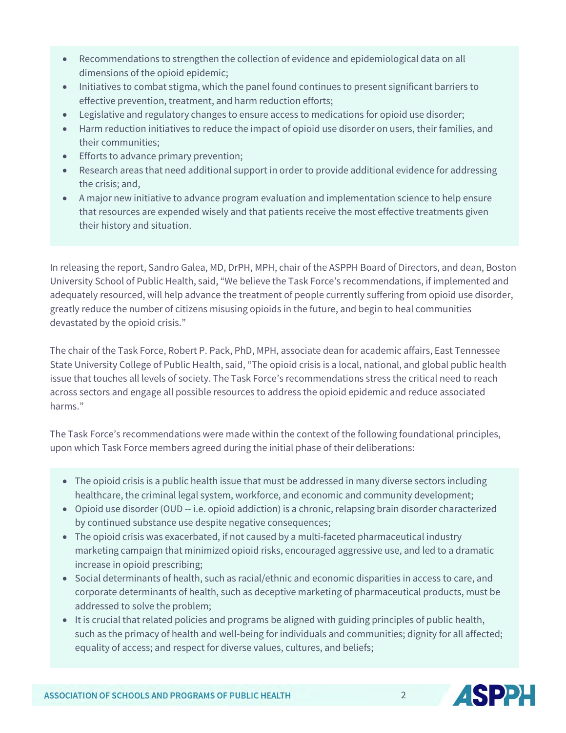- Recommendations to strengthen the collection of evidence and epidemiological data on all dimensions of the opioid epidemic;
- Initiatives to combat stigma, which the panel found continues to present significant barriers to effective prevention, treatment, and harm reduction efforts;
- Legislative and regulatory changes to ensure access to medications for opioid use disorder;
- Harm reduction initiatives to reduce the impact of opioid use disorder on users, their families, and their communities;
- Efforts to advance primary prevention;
- Research areas that need additional support in order to provide additional evidence for addressing the crisis; and,
- A major new initiative to advance program evaluation and implementation science to help ensure that resources are expended wisely and that patients receive the most effective treatments given their history and situation.

In releasing the report, Sandro Galea, MD, DrPH, MPH, chair of the ASPPH Board of Directors, and dean, Boston University School of Public Health, said, "We believe the Task Force's recommendations, if implemented and adequately resourced, will help advance the treatment of people currently suffering from opioid use disorder, greatly reduce the number of citizens misusing opioids in the future, and begin to heal communities devastated by the opioid crisis."

The chair of the Task Force, Robert P. Pack, PhD, MPH, associate dean for academic affairs, East Tennessee State University College of Public Health, said, "The opioid crisis is a local, national, and global public health issue that touches all levels of society. The Task Force's recommendations stress the critical need to reach across sectors and engage all possible resources to address the opioid epidemic and reduce associated harms."

The Task Force's recommendations were made within the context of the following foundational principles, upon which Task Force members agreed during the initial phase of their deliberations:

- The opioid crisis is a public health issue that must be addressed in many diverse sectors including healthcare, the criminal legal system, workforce, and economic and community development;
- Opioid use disorder (OUD -- i.e. opioid addiction) is a chronic, relapsing brain disorder characterized by continued substance use despite negative consequences;
- The opioid crisis was exacerbated, if not caused by a multi-faceted pharmaceutical industry marketing campaign that minimized opioid risks, encouraged aggressive use, and led to a dramatic increase in opioid prescribing;
- Social determinants of health, such as racial/ethnic and economic disparities in access to care, and corporate determinants of health, such as deceptive marketing of pharmaceutical products, must be addressed to solve the problem;
- It is crucial that related policies and programs be aligned with guiding principles of public health, such as the primacy of health and well-being for individuals and communities; dignity for all affected; equality of access; and respect for diverse values, cultures, and beliefs;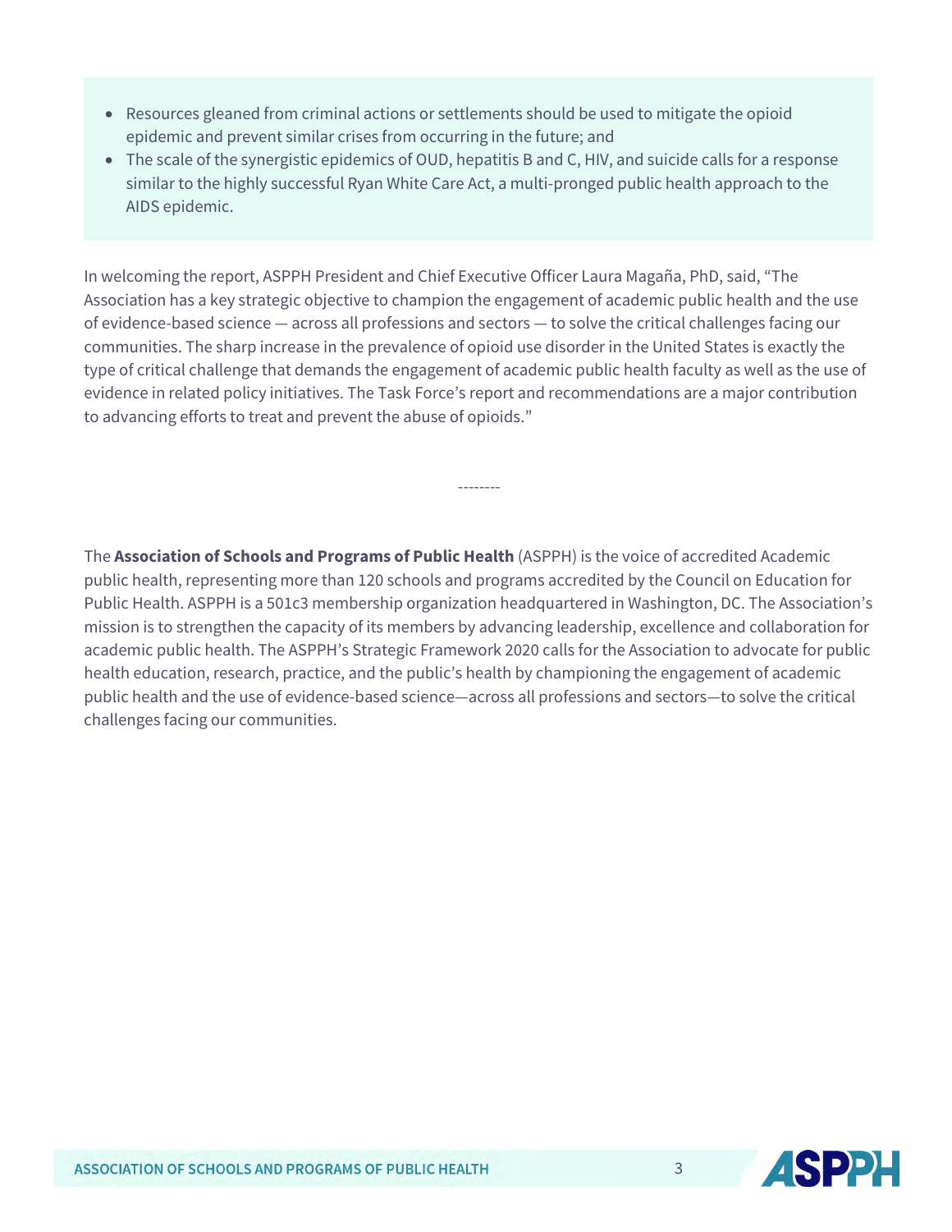- Resources gleaned from criminal actions or settlements should be used to mitigate the opioid epidemic and prevent similar crises from occurring in the future; and
- The scale of the synergistic epidemics of OUD, hepatitis B and C, HIV, and suicide calls for a response similar to the highly successful Ryan White Care Act, a multi-pronged public health approach to the AIDS epidemic.

In welcoming the report, ASPPH President and Chief Executive Officer Laura Magaña, PhD, said, "The Association has a key strategic objective to champion the engagement of academic public health and the use of evidence-based science — across all professions and sectors — to solve the critical challenges facing our communities. The sharp increase in the prevalence of opioid use disorder in the United States is exactly the type of critical challenge that demands the engagement of academic public health faculty as well as the use of evidence in related policy initiatives. The Task Force's report and recommendations are a major contribution to advancing efforts to treat and prevent the abuse of opioids."

--------

The **Association of Schools and Programs of Public Health** (ASPPH) is the voice of accredited Academic public health, representing more than 120 schools and programs accredited by the Council on Education for Public Health. ASPPH is a 501c3 membership organization headquartered in Washington, DC. The Association's mission is to strengthen the capacity of its members by advancing leadership, excellence and collaboration for academic public health. The ASPPH's Strategic Framework 2020 calls for the Association to advocate for public health education, research, practice, and the public's health by championing the engagement of academic public health and the use of evidence-based science—across all professions and sectors—to solve the critical challenges facing our communities.